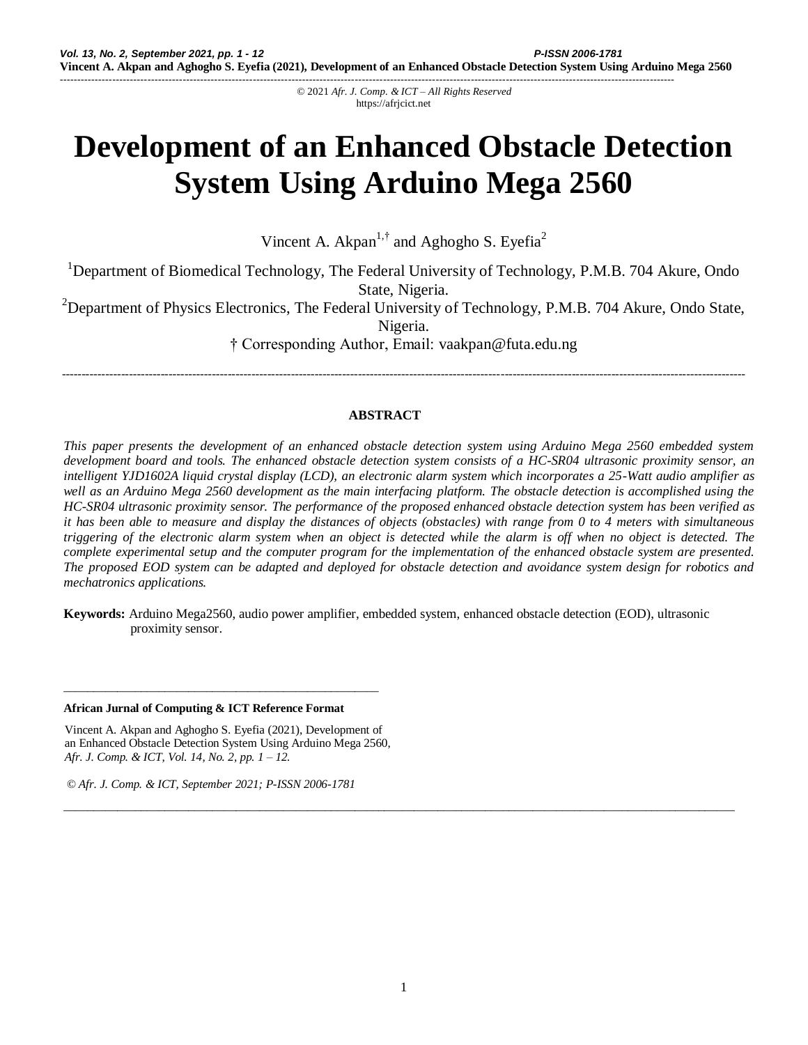© 2021 *Afr. J. Comp. & ICT – All Rights Reserved*
https://afrjcict.net

# Development of an Enhanced Obstacle Detection System Using Arduino Mega 2560

Vincent A. Akpan[1,†] and Aghogho S. Eyefia[2]

[1]Department of Biomedical Technology, The Federal University of Technology, P.M.B. 704 Akure, Ondo State, Nigeria.

[2]Department of Physics Electronics, The Federal University of Technology, P.M.B. 704 Akure, Ondo State, Nigeria.

† Corresponding Author, Email: vaakpan@futa.edu.ng

---

## ABSTRACT

*This paper presents the development of an enhanced obstacle detection system using Arduino Mega 2560 embedded system development board and tools. The enhanced obstacle detection system consists of a HC-SR04 ultrasonic proximity sensor, an intelligent YJD1602A liquid crystal display (LCD), an electronic alarm system which incorporates a 25-Watt audio amplifier as well as an Arduino Mega 2560 development as the main interfacing platform. The obstacle detection is accomplished using the HC-SR04 ultrasonic proximity sensor. The performance of the proposed enhanced obstacle detection system has been verified as it has been able to measure and display the distances of objects (obstacles) with range from 0 to 4 meters with simultaneous triggering of the electronic alarm system when an object is detected while the alarm is off when no object is detected. The complete experimental setup and the computer program for the implementation of the enhanced obstacle system are presented. The proposed EOD system can be adapted and deployed for obstacle detection and avoidance system design for robotics and mechatronics applications.*

**Keywords:** Arduino Mega2560, audio power amplifier, embedded system, enhanced obstacle detection (EOD), ultrasonic proximity sensor.

---

**African Jurnal of Computing & ICT Reference Format**

Vincent A. Akpan and Aghogho S. Eyefia (2021), Development of an Enhanced Obstacle Detection System Using Arduino Mega 2560, *Afr. J. Comp. & ICT, Vol. 14, No. 2, pp. 1 – 12.*

*© Afr. J. Comp. & ICT, September 2021; P-ISSN 2006-1781*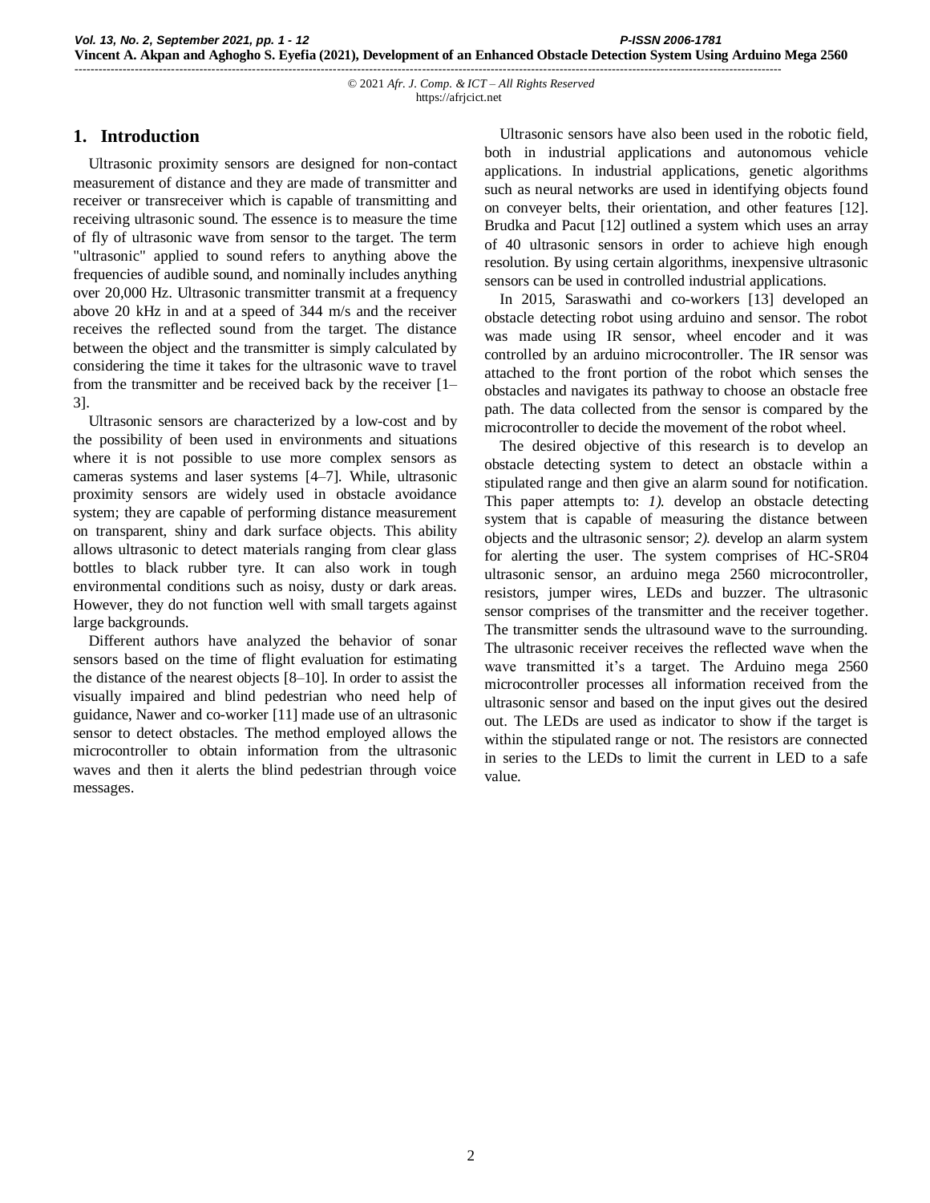## 1. Introduction

Ultrasonic proximity sensors are designed for non-contact measurement of distance and they are made of transmitter and receiver or transreceiver which is capable of transmitting and receiving ultrasonic sound. The essence is to measure the time of fly of ultrasonic wave from sensor to the target. The term "ultrasonic" applied to sound refers to anything above the frequencies of audible sound, and nominally includes anything over 20,000 Hz. Ultrasonic transmitter transmit at a frequency above 20 kHz in and at a speed of 344 m/s and the receiver receives the reflected sound from the target. The distance between the object and the transmitter is simply calculated by considering the time it takes for the ultrasonic wave to travel from the transmitter and be received back by the receiver [1–3].

Ultrasonic sensors are characterized by a low-cost and by the possibility of been used in environments and situations where it is not possible to use more complex sensors as cameras systems and laser systems [4–7]. While, ultrasonic proximity sensors are widely used in obstacle avoidance system; they are capable of performing distance measurement on transparent, shiny and dark surface objects. This ability allows ultrasonic to detect materials ranging from clear glass bottles to black rubber tyre. It can also work in tough environmental conditions such as noisy, dusty or dark areas. However, they do not function well with small targets against large backgrounds.

Different authors have analyzed the behavior of sonar sensors based on the time of flight evaluation for estimating the distance of the nearest objects [8–10]. In order to assist the visually impaired and blind pedestrian who need help of guidance, Nawer and co-worker [11] made use of an ultrasonic sensor to detect obstacles. The method employed allows the microcontroller to obtain information from the ultrasonic waves and then it alerts the blind pedestrian through voice messages.

Ultrasonic sensors have also been used in the robotic field, both in industrial applications and autonomous vehicle applications. In industrial applications, genetic algorithms such as neural networks are used in identifying objects found on conveyer belts, their orientation, and other features [12]. Brudka and Pacut [12] outlined a system which uses an array of 40 ultrasonic sensors in order to achieve high enough resolution. By using certain algorithms, inexpensive ultrasonic sensors can be used in controlled industrial applications.

In 2015, Saraswathi and co-workers [13] developed an obstacle detecting robot using arduino and sensor. The robot was made using IR sensor, wheel encoder and it was controlled by an arduino microcontroller. The IR sensor was attached to the front portion of the robot which senses the obstacles and navigates its pathway to choose an obstacle free path. The data collected from the sensor is compared by the microcontroller to decide the movement of the robot wheel.

The desired objective of this research is to develop an obstacle detecting system to detect an obstacle within a stipulated range and then give an alarm sound for notification. This paper attempts to: *1).* develop an obstacle detecting system that is capable of measuring the distance between objects and the ultrasonic sensor; *2).* develop an alarm system for alerting the user. The system comprises of HC-SR04 ultrasonic sensor, an arduino mega 2560 microcontroller, resistors, jumper wires, LEDs and buzzer. The ultrasonic sensor comprises of the transmitter and the receiver together. The transmitter sends the ultrasound wave to the surrounding. The ultrasonic receiver receives the reflected wave when the wave transmitted it's a target. The Arduino mega 2560 microcontroller processes all information received from the ultrasonic sensor and based on the input gives out the desired out. The LEDs are used as indicator to show if the target is within the stipulated range or not. The resistors are connected in series to the LEDs to limit the current in LED to a safe value.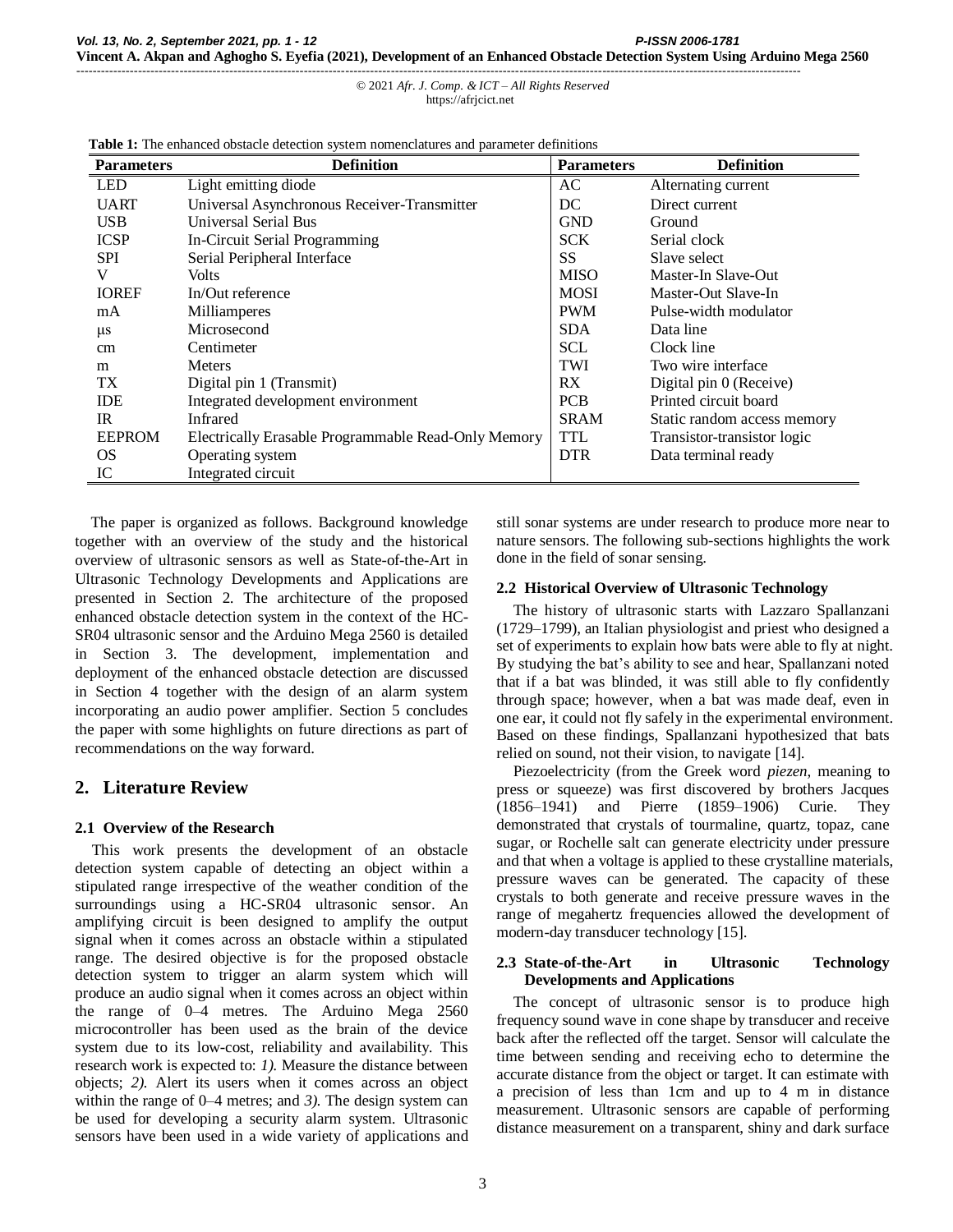**Table 1:** The enhanced obstacle detection system nomenclatures and parameter definitions

| Parameters | Definition | Parameters | Definition |
|---|---|---|---|
| LED | Light emitting diode | AC | Alternating current |
| UART | Universal Asynchronous Receiver-Transmitter | DC | Direct current |
| USB | Universal Serial Bus | GND | Ground |
| ICSP | In-Circuit Serial Programming | SCK | Serial clock |
| SPI | Serial Peripheral Interface | SS | Slave select |
| V | Volts | MISO | Master-In Slave-Out |
| IOREF | In/Out reference | MOSI | Master-Out Slave-In |
| mA | Milliamperes | PWM | Pulse-width modulator |
| μs | Microsecond | SDA | Data line |
| cm | Centimeter | SCL | Clock line |
| m | Meters | TWI | Two wire interface |
| TX | Digital pin 1 (Transmit) | RX | Digital pin 0 (Receive) |
| IDE | Integrated development environment | PCB | Printed circuit board |
| IR | Infrared | SRAM | Static random access memory |
| EEPROM | Electrically Erasable Programmable Read-Only Memory | TTL | Transistor-transistor logic |
| OS | Operating system | DTR | Data terminal ready |
| IC | Integrated circuit | | |

The paper is organized as follows. Background knowledge together with an overview of the study and the historical overview of ultrasonic sensors as well as State-of-the-Art in Ultrasonic Technology Developments and Applications are presented in Section 2. The architecture of the proposed enhanced obstacle detection system in the context of the HC-SR04 ultrasonic sensor and the Arduino Mega 2560 is detailed in Section 3. The development, implementation and deployment of the enhanced obstacle detection are discussed in Section 4 together with the design of an alarm system incorporating an audio power amplifier. Section 5 concludes the paper with some highlights on future directions as part of recommendations on the way forward.

## 2. Literature Review

### 2.1 Overview of the Research

This work presents the development of an obstacle detection system capable of detecting an object within a stipulated range irrespective of the weather condition of the surroundings using a HC-SR04 ultrasonic sensor. An amplifying circuit is been designed to amplify the output signal when it comes across an obstacle within a stipulated range. The desired objective is for the proposed obstacle detection system to trigger an alarm system which will produce an audio signal when it comes across an object within the range of 0–4 metres. The Arduino Mega 2560 microcontroller has been used as the brain of the device system due to its low-cost, reliability and availability. This research work is expected to: *1).* Measure the distance between objects; *2).* Alert its users when it comes across an object within the range of 0–4 metres; and *3).* The design system can be used for developing a security alarm system. Ultrasonic sensors have been used in a wide variety of applications and still sonar systems are under research to produce more near to nature sensors. The following sub-sections highlights the work done in the field of sonar sensing.

### 2.2 Historical Overview of Ultrasonic Technology

The history of ultrasonic starts with Lazzaro Spallanzani (1729–1799), an Italian physiologist and priest who designed a set of experiments to explain how bats were able to fly at night. By studying the bat's ability to see and hear, Spallanzani noted that if a bat was blinded, it was still able to fly confidently through space; however, when a bat was made deaf, even in one ear, it could not fly safely in the experimental environment. Based on these findings, Spallanzani hypothesized that bats relied on sound, not their vision, to navigate [14].

Piezoelectricity (from the Greek word *piezen*, meaning to press or squeeze) was first discovered by brothers Jacques (1856–1941) and Pierre (1859–1906) Curie. They demonstrated that crystals of tourmaline, quartz, topaz, cane sugar, or Rochelle salt can generate electricity under pressure and that when a voltage is applied to these crystalline materials, pressure waves can be generated. The capacity of these crystals to both generate and receive pressure waves in the range of megahertz frequencies allowed the development of modern-day transducer technology [15].

### 2.3 State-of-the-Art in Ultrasonic Technology Developments and Applications

The concept of ultrasonic sensor is to produce high frequency sound wave in cone shape by transducer and receive back after the reflected off the target. Sensor will calculate the time between sending and receiving echo to determine the accurate distance from the object or target. It can estimate with a precision of less than 1cm and up to 4 m in distance measurement. Ultrasonic sensors are capable of performing distance measurement on a transparent, shiny and dark surface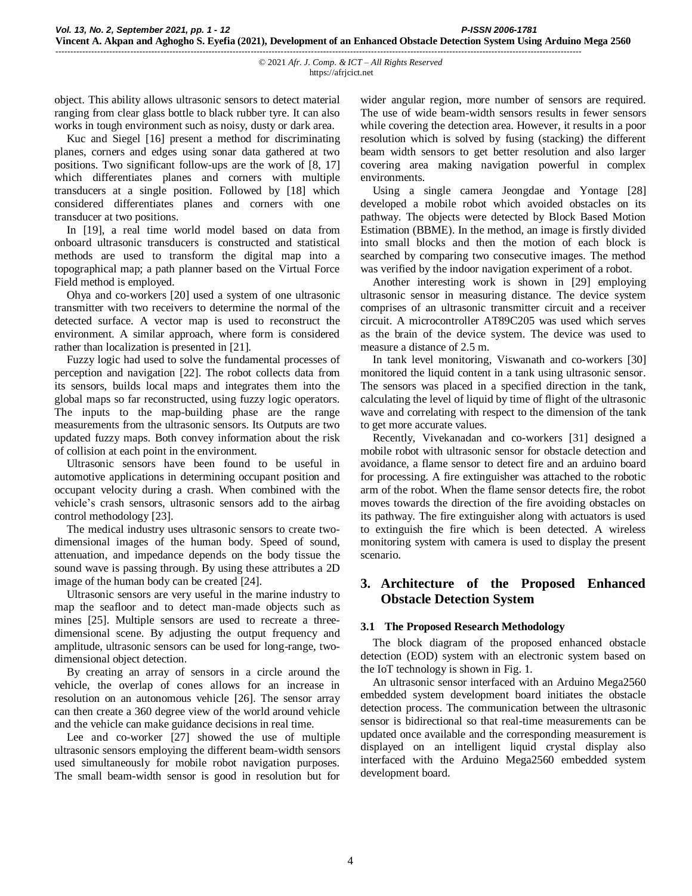object. This ability allows ultrasonic sensors to detect material ranging from clear glass bottle to black rubber tyre. It can also works in tough environment such as noisy, dusty or dark area.

Kuc and Siegel [16] present a method for discriminating planes, corners and edges using sonar data gathered at two positions. Two significant follow-ups are the work of [8, 17] which differentiates planes and corners with multiple transducers at a single position. Followed by [18] which considered differentiates planes and corners with one transducer at two positions.

In [19], a real time world model based on data from onboard ultrasonic transducers is constructed and statistical methods are used to transform the digital map into a topographical map; a path planner based on the Virtual Force Field method is employed.

Ohya and co-workers [20] used a system of one ultrasonic transmitter with two receivers to determine the normal of the detected surface. A vector map is used to reconstruct the environment. A similar approach, where form is considered rather than localization is presented in [21].

Fuzzy logic had used to solve the fundamental processes of perception and navigation [22]. The robot collects data from its sensors, builds local maps and integrates them into the global maps so far reconstructed, using fuzzy logic operators. The inputs to the map-building phase are the range measurements from the ultrasonic sensors. Its Outputs are two updated fuzzy maps. Both convey information about the risk of collision at each point in the environment.

Ultrasonic sensors have been found to be useful in automotive applications in determining occupant position and occupant velocity during a crash. When combined with the vehicle's crash sensors, ultrasonic sensors add to the airbag control methodology [23].

The medical industry uses ultrasonic sensors to create two-dimensional images of the human body. Speed of sound, attenuation, and impedance depends on the body tissue the sound wave is passing through. By using these attributes a 2D image of the human body can be created [24].

Ultrasonic sensors are very useful in the marine industry to map the seafloor and to detect man-made objects such as mines [25]. Multiple sensors are used to recreate a three-dimensional scene. By adjusting the output frequency and amplitude, ultrasonic sensors can be used for long-range, two-dimensional object detection.

By creating an array of sensors in a circle around the vehicle, the overlap of cones allows for an increase in resolution on an autonomous vehicle [26]. The sensor array can then create a 360 degree view of the world around vehicle and the vehicle can make guidance decisions in real time.

Lee and co-worker [27] showed the use of multiple ultrasonic sensors employing the different beam-width sensors used simultaneously for mobile robot navigation purposes. The small beam-width sensor is good in resolution but for wider angular region, more number of sensors are required. The use of wide beam-width sensors results in fewer sensors while covering the detection area. However, it results in a poor resolution which is solved by fusing (stacking) the different beam width sensors to get better resolution and also larger covering area making navigation powerful in complex environments.

Using a single camera Jeongdae and Yontage [28] developed a mobile robot which avoided obstacles on its pathway. The objects were detected by Block Based Motion Estimation (BBME). In the method, an image is firstly divided into small blocks and then the motion of each block is searched by comparing two consecutive images. The method was verified by the indoor navigation experiment of a robot.

Another interesting work is shown in [29] employing ultrasonic sensor in measuring distance. The device system comprises of an ultrasonic transmitter circuit and a receiver circuit. A microcontroller AT89C205 was used which serves as the brain of the device system. The device was used to measure a distance of 2.5 m.

In tank level monitoring, Viswanath and co-workers [30] monitored the liquid content in a tank using ultrasonic sensor. The sensors was placed in a specified direction in the tank, calculating the level of liquid by time of flight of the ultrasonic wave and correlating with respect to the dimension of the tank to get more accurate values.

Recently, Vivekanadan and co-workers [31] designed a mobile robot with ultrasonic sensor for obstacle detection and avoidance, a flame sensor to detect fire and an arduino board for processing. A fire extinguisher was attached to the robotic arm of the robot. When the flame sensor detects fire, the robot moves towards the direction of the fire avoiding obstacles on its pathway. The fire extinguisher along with actuators is used to extinguish the fire which is been detected. A wireless monitoring system with camera is used to display the present scenario.

## 3. Architecture of the Proposed Enhanced Obstacle Detection System

### 3.1 The Proposed Research Methodology

The block diagram of the proposed enhanced obstacle detection (EOD) system with an electronic system based on the IoT technology is shown in Fig. 1.

An ultrasonic sensor interfaced with an Arduino Mega2560 embedded system development board initiates the obstacle detection process. The communication between the ultrasonic sensor is bidirectional so that real-time measurements can be updated once available and the corresponding measurement is displayed on an intelligent liquid crystal display also interfaced with the Arduino Mega2560 embedded system development board.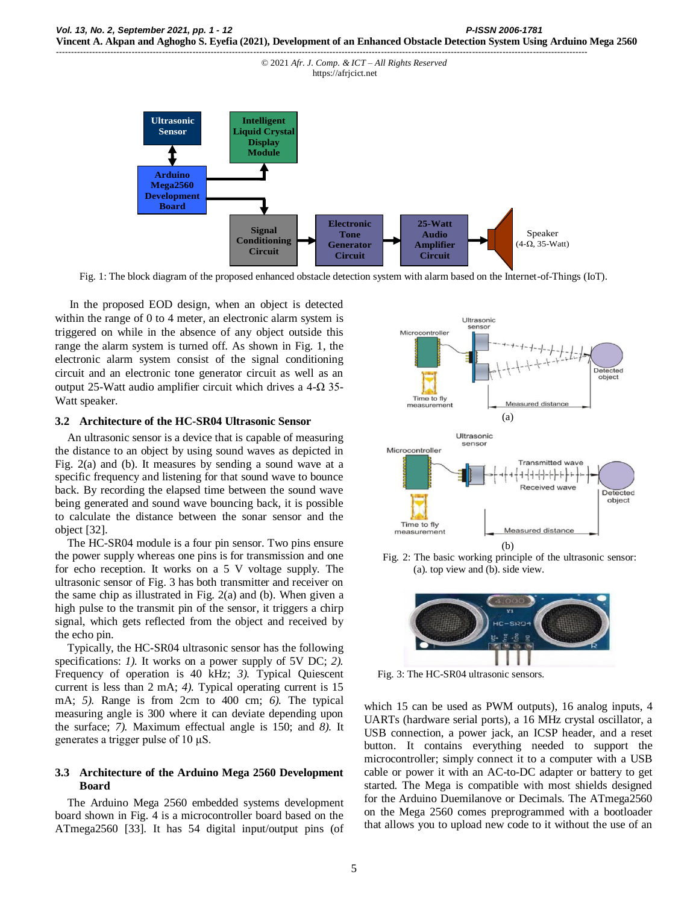Fig. 1: The block diagram of the proposed enhanced obstacle detection system with alarm based on the Internet-of-Things (IoT).

In the proposed EOD design, when an object is detected within the range of 0 to 4 meter, an electronic alarm system is triggered on while in the absence of any object outside this range the alarm system is turned off. As shown in Fig. 1, the electronic alarm system consist of the signal conditioning circuit and an electronic tone generator circuit as well as an output 25-Watt audio amplifier circuit which drives a 4-Ω 35-Watt speaker.

### 3.2 Architecture of the HC-SR04 Ultrasonic Sensor

An ultrasonic sensor is a device that is capable of measuring the distance to an object by using sound waves as depicted in Fig. 2(a) and (b). It measures by sending a sound wave at a specific frequency and listening for that sound wave to bounce back. By recording the elapsed time between the sound wave being generated and sound wave bouncing back, it is possible to calculate the distance between the sonar sensor and the object [32].

The HC-SR04 module is a four pin sensor. Two pins ensure the power supply whereas one pins is for transmission and one for echo reception. It works on a 5 V voltage supply. The ultrasonic sensor of Fig. 3 has both transmitter and receiver on the same chip as illustrated in Fig. 2(a) and (b). When given a high pulse to the transmit pin of the sensor, it triggers a chirp signal, which gets reflected from the object and received by the echo pin.

Typically, the HC-SR04 ultrasonic sensor has the following specifications: *1).* It works on a power supply of 5V DC; *2).* Frequency of operation is 40 kHz; *3).* Typical Quiescent current is less than 2 mA; *4).* Typical operating current is 15 mA; *5).* Range is from 2cm to 400 cm; *6).* The typical measuring angle is 300 where it can deviate depending upon the surface; *7).* Maximum effectual angle is 150; and *8).* It generates a trigger pulse of 10 µS.

### 3.3 Architecture of the Arduino Mega 2560 Development Board

The Arduino Mega 2560 embedded systems development board shown in Fig. 4 is a microcontroller board based on the ATmega2560 [33]. It has 54 digital input/output pins (of which 15 can be used as PWM outputs), 16 analog inputs, 4 UARTs (hardware serial ports), a 16 MHz crystal oscillator, a USB connection, a power jack, an ICSP header, and a reset button. It contains everything needed to support the microcontroller; simply connect it to a computer with a USB cable or power it with an AC-to-DC adapter or battery to get started. The Mega is compatible with most shields designed for the Arduino Duemilanove or Decimals. The ATmega2560 on the Mega 2560 comes preprogrammed with a bootloader that allows you to upload new code to it without the use of an

Fig. 2: The basic working principle of the ultrasonic sensor: (a). top view and (b). side view.

Fig. 3: The HC-SR04 ultrasonic sensors.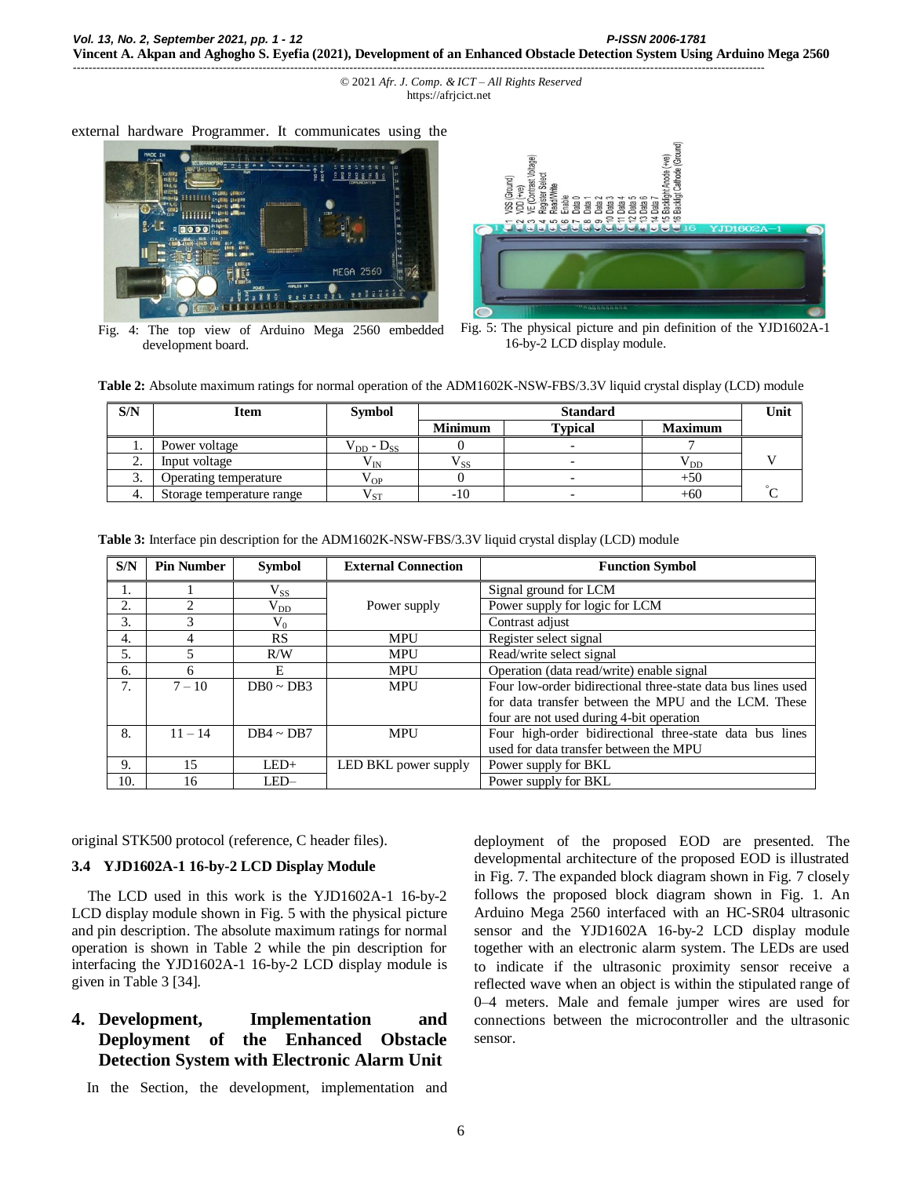external hardware Programmer. It communicates using the original STK500 protocol (reference, C header files).

Fig. 4: The top view of Arduino Mega 2560 embedded development board.

Fig. 5: The physical picture and pin definition of the YJD1602A-1 16-by-2 LCD display module.

**Table 2:** Absolute maximum ratings for normal operation of the ADM1602K-NSW-FBS/3.3V liquid crystal display (LCD) module

| S/N | Item | Symbol | Standard | | | Unit |
|---|---|---|---|---|---|---|
| | | | Minimum | Typical | Maximum | |
| 1. | Power voltage | $V_{DD}$ - $D_{SS}$ | 0 | - | 7 | V |
| 2. | Input voltage | $V_{IN}$ | $V_{SS}$ | - | $V_{DD}$ | |
| 3. | Operating temperature | $V_{OP}$ | 0 | - | +50 | °C |
| 4. | Storage temperature range | $V_{ST}$ | -10 | - | +60 | |

**Table 3:** Interface pin description for the ADM1602K-NSW-FBS/3.3V liquid crystal display (LCD) module

| S/N | Pin Number | Symbol | External Connection | Function Symbol |
|---|---|---|---|---|
| 1. | 1 | $V_{SS}$ | Power supply | Signal ground for LCM |
| 2. | 2 | $V_{DD}$ | | Power supply for logic for LCM |
| 3. | 3 | $V_0$ | | Contrast adjust |
| 4. | 4 | RS | MPU | Register select signal |
| 5. | 5 | R/W | MPU | Read/write select signal |
| 6. | 6 | E | MPU | Operation (data read/write) enable signal |
| 7. | 7 – 10 | DB0 ~ DB3 | MPU | Four low-order bidirectional three-state data bus lines used for data transfer between the MPU and the LCM. These four are not used during 4-bit operation |
| 8. | 11 – 14 | DB4 ~ DB7 | MPU | Four high-order bidirectional three-state data bus lines used for data transfer between the MPU |
| 9. | 15 | LED+ | LED BKL power supply | Power supply for BKL |
| 10. | 16 | LED– | | Power supply for BKL |

### 3.4 YJD1602A-1 16-by-2 LCD Display Module

The LCD used in this work is the YJD1602A-1 16-by-2 LCD display module shown in Fig. 5 with the physical picture and pin description. The absolute maximum ratings for normal operation is shown in Table 2 while the pin description for interfacing the YJD1602A-1 16-by-2 LCD display module is given in Table 3 [34].

## 4. Development, Implementation and Deployment of the Enhanced Obstacle Detection System with Electronic Alarm Unit

In the Section, the development, implementation and deployment of the proposed EOD are presented. The developmental architecture of the proposed EOD is illustrated in Fig. 7. The expanded block diagram shown in Fig. 7 closely follows the proposed block diagram shown in Fig. 1. An Arduino Mega 2560 interfaced with an HC-SR04 ultrasonic sensor and the YJD1602A 16-by-2 LCD display module together with an electronic alarm system. The LEDs are used to indicate if the ultrasonic proximity sensor receive a reflected wave when an object is within the stipulated range of 0–4 meters. Male and female jumper wires are used for connections between the microcontroller and the ultrasonic sensor.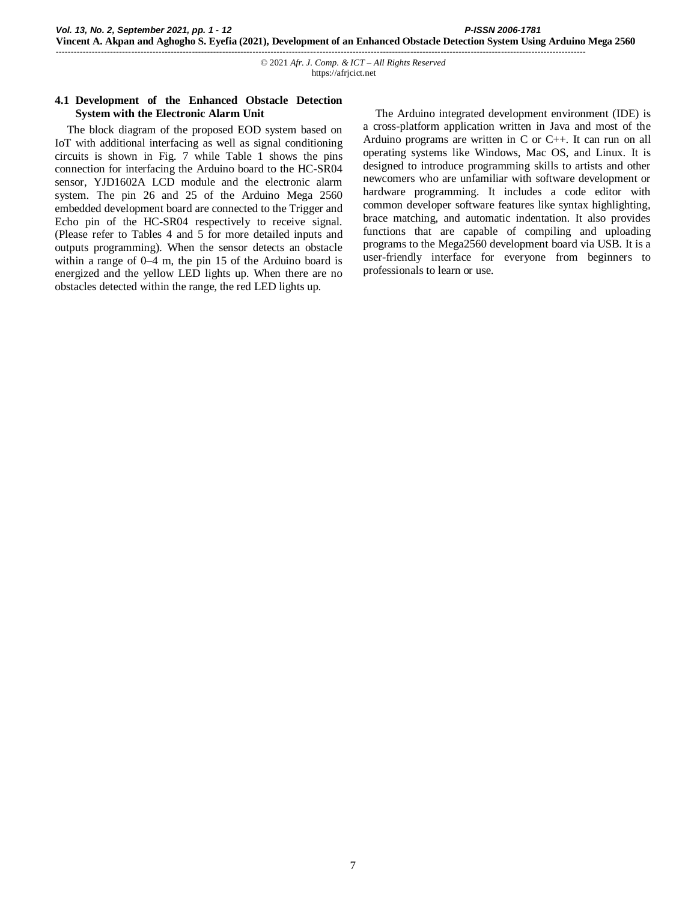### 4.1 Development of the Enhanced Obstacle Detection System with the Electronic Alarm Unit

The block diagram of the proposed EOD system based on IoT with additional interfacing as well as signal conditioning circuits is shown in Fig. 7 while Table 1 shows the pins connection for interfacing the Arduino board to the HC-SR04 sensor, YJD1602A LCD module and the electronic alarm system. The pin 26 and 25 of the Arduino Mega 2560 embedded development board are connected to the Trigger and Echo pin of the HC-SR04 respectively to receive signal. (Please refer to Tables 4 and 5 for more detailed inputs and outputs programming). When the sensor detects an obstacle within a range of 0–4 m, the pin 15 of the Arduino board is energized and the yellow LED lights up. When there are no obstacles detected within the range, the red LED lights up.

The Arduino integrated development environment (IDE) is a cross-platform application written in Java and most of the Arduino programs are written in C or C++. It can run on all operating systems like Windows, Mac OS, and Linux. It is designed to introduce programming skills to artists and other newcomers who are unfamiliar with software development or hardware programming. It includes a code editor with common developer software features like syntax highlighting, brace matching, and automatic indentation. It also provides functions that are capable of compiling and uploading programs to the Mega2560 development board via USB. It is a user-friendly interface for everyone from beginners to professionals to learn or use.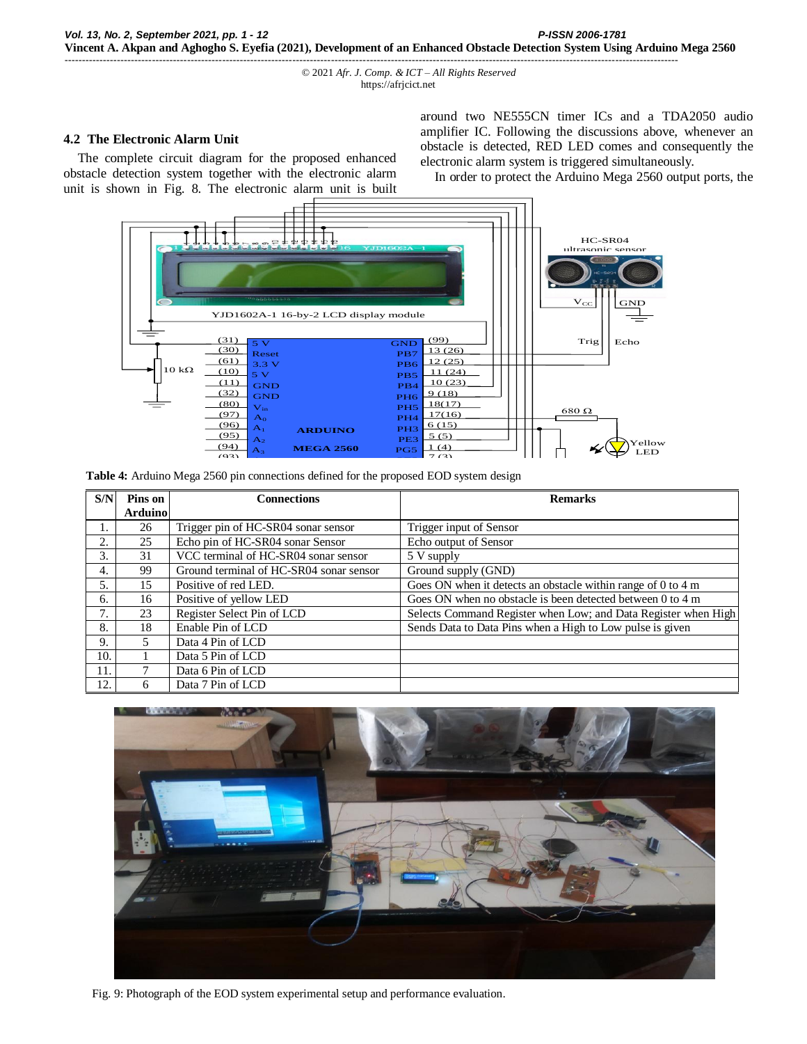## 4.2 The Electronic Alarm Unit

The complete circuit diagram for the proposed enhanced obstacle detection system together with the electronic alarm unit is shown in Fig. 8. The electronic alarm unit is built around two NE555CN timer ICs and a TDA2050 audio amplifier IC. Following the discussions above, whenever an obstacle is detected, RED LED comes and consequently the electronic alarm system is triggered simultaneously.

In order to protect the Arduino Mega 2560 output ports, the

**Table 4:** Arduino Mega 2560 pin connections defined for the proposed EOD system design

| S/N | Pins on Arduino | Connections | Remarks |
|---|---|---|---|
| 1. | 26 | Trigger pin of HC-SR04 sonar sensor | Trigger input of Sensor |
| 2. | 25 | Echo pin of HC-SR04 sonar Sensor | Echo output of Sensor |
| 3. | 31 | VCC terminal of HC-SR04 sonar sensor | 5 V supply |
| 4. | 99 | Ground terminal of HC-SR04 sonar sensor | Ground supply (GND) |
| 5. | 15 | Positive of red LED. | Goes ON when it detects an obstacle within range of 0 to 4 m |
| 6. | 16 | Positive of yellow LED | Goes ON when no obstacle is been detected between 0 to 4 m |
| 7. | 23 | Register Select Pin of LCD | Selects Command Register when Low; and Data Register when High |
| 8. | 18 | Enable Pin of LCD | Sends Data to Data Pins when a High to Low pulse is given |
| 9. | 5 | Data 4 Pin of LCD | |
| 10. | 1 | Data 5 Pin of LCD | |
| 11. | 7 | Data 6 Pin of LCD | |
| 12. | 6 | Data 7 Pin of LCD | |

Fig. 9: Photograph of the EOD system experimental setup and performance evaluation.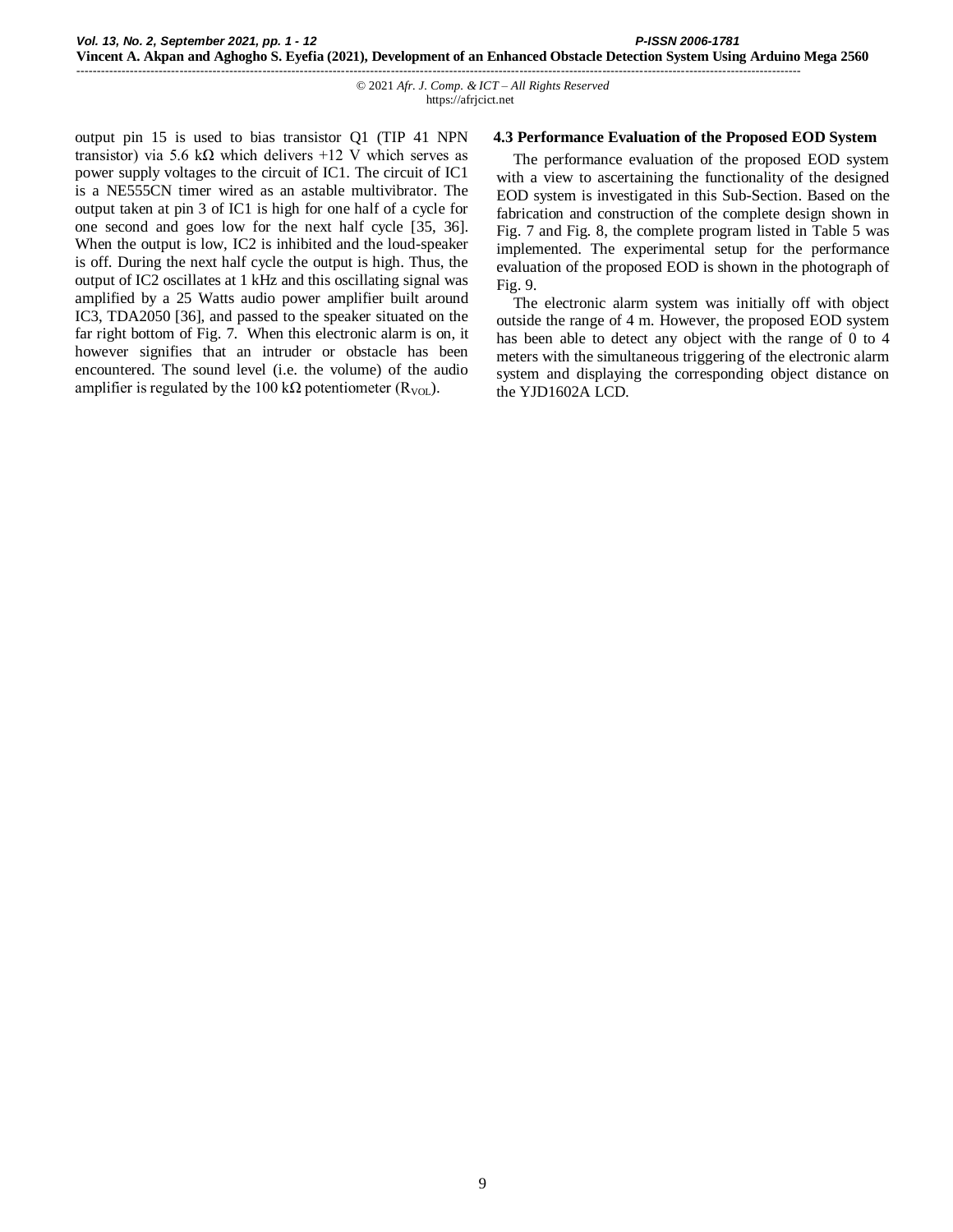output pin 15 is used to bias transistor Q1 (TIP 41 NPN transistor) via 5.6 kΩ which delivers +12 V which serves as power supply voltages to the circuit of IC1. The circuit of IC1 is a NE555CN timer wired as an astable multivibrator. The output taken at pin 3 of IC1 is high for one half of a cycle for one second and goes low for the next half cycle [35, 36]. When the output is low, IC2 is inhibited and the loud-speaker is off. During the next half cycle the output is high. Thus, the output of IC2 oscillates at 1 kHz and this oscillating signal was amplified by a 25 Watts audio power amplifier built around IC3, TDA2050 [36], and passed to the speaker situated on the far right bottom of Fig. 7. When this electronic alarm is on, it however signifies that an intruder or obstacle has been encountered. The sound level (i.e. the volume) of the audio amplifier is regulated by the 100 kΩ potentiometer ($R_{VOL}$).

### 4.3 Performance Evaluation of the Proposed EOD System

The performance evaluation of the proposed EOD system with a view to ascertaining the functionality of the designed EOD system is investigated in this Sub-Section. Based on the fabrication and construction of the complete design shown in Fig. 7 and Fig. 8, the complete program listed in Table 5 was implemented. The experimental setup for the performance evaluation of the proposed EOD is shown in the photograph of Fig. 9.

The electronic alarm system was initially off with object outside the range of 4 m. However, the proposed EOD system has been able to detect any object with the range of 0 to 4 meters with the simultaneous triggering of the electronic alarm system and displaying the corresponding object distance on the YJD1602A LCD.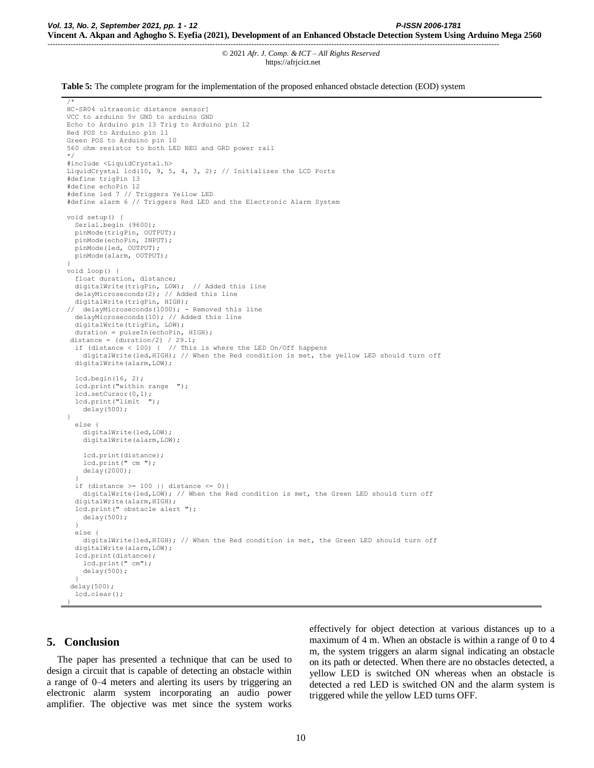**Table 5:** The complete program for the implementation of the proposed enhanced obstacle detection (EOD) system

```
/*
HC-SR04 ultrasonic distance sensor]
VCC to arduino 5v GND to arduino GND
Echo to Arduino pin 13 Trig to Arduino pin 12
Red POS to Arduino pin 11
Green POS to Arduino pin 10
560 ohm resistor to both LED NEG and GRD power rail
*/
#include <LiquidCrystal.h>
LiquidCrystal lcd(10, 9, 5, 4, 3, 2); // Initializes the LCD Ports
#define trigPin 13
#define echoPin 12
#define led 7 // Triggers Yellow LED
#define alarm 6 // Triggers Red LED and the Electronic Alarm System

void setup() {
  Serial.begin (9600);
  pinMode(trigPin, OUTPUT);
  pinMode(echoPin, INPUT);
  pinMode(led, OUTPUT);
  pinMode(alarm, OUTPUT);
}
void loop() {
  float duration, distance;
  digitalWrite(trigPin, LOW);  // Added this line
  delayMicroseconds(2); // Added this line
  digitalWrite(trigPin, HIGH);
//  delayMicroseconds(1000); - Removed this line
  delayMicroseconds(10); // Added this line
  digitalWrite(trigPin, LOW);
  duration = pulseIn(echoPin, HIGH);
 distance = (duration/2) / 29.1;
  if (distance < 100) {  // This is where the LED On/Off happens
    digitalWrite(led,HIGH); // When the Red condition is met, the yellow LED should turn off
  digitalWrite(alarm,LOW);

  lcd.begin(16, 2);
  lcd.print("within range  ");
  lcd.setCursor(0,1);
  lcd.print("limit  ");
    delay(500);
}
  else {
    digitalWrite(led,LOW);
    digitalWrite(alarm,LOW);

    lcd.print(distance);
    lcd.print(" cm ");
    delay(2000);
  }
  if (distance >= 100 || distance <= 0){
    digitalWrite(led,LOW); // When the Red condition is met, the Green LED should turn off
  digitalWrite(alarm,HIGH);
  lcd.print(" obstacle alert ");
    delay(500);
  }
  else {
    digitalWrite(led,HIGH); // When the Red condition is met, the Green LED should turn off
  digitalWrite(alarm,LOW);
  lcd.print(distance);
    lcd.print(" cm");
    delay(500);
  }
 delay(500);
  lcd.clear();
}
```

## 5. Conclusion

The paper has presented a technique that can be used to design a circuit that is capable of detecting an obstacle within a range of 0–4 meters and alerting its users by triggering an electronic alarm system incorporating an audio power amplifier. The objective was met since the system works effectively for object detection at various distances up to a maximum of 4 m. When an obstacle is within a range of 0 to 4 m, the system triggers an alarm signal indicating an obstacle on its path or detected. When there are no obstacles detected, a yellow LED is switched ON whereas when an obstacle is detected a red LED is switched ON and the alarm system is triggered while the yellow LED turns OFF.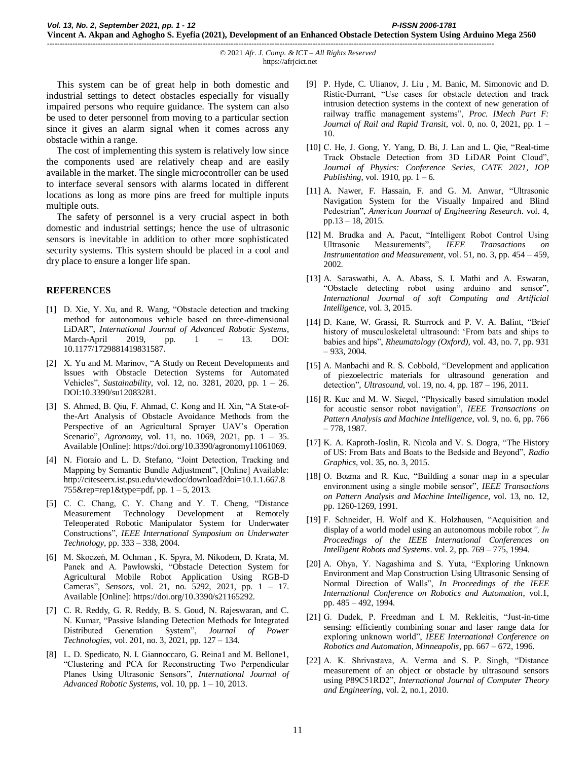This system can be of great help in both domestic and industrial settings to detect obstacles especially for visually impaired persons who require guidance. The system can also be used to deter personnel from moving to a particular section since it gives an alarm signal when it comes across any obstacle within a range.

The cost of implementing this system is relatively low since the components used are relatively cheap and are easily available in the market. The single microcontroller can be used to interface several sensors with alarms located in different locations as long as more pins are freed for multiple inputs multiple outs.

The safety of personnel is a very crucial aspect in both domestic and industrial settings; hence the use of ultrasonic sensors is inevitable in addition to other more sophisticated security systems. This system should be placed in a cool and dry place to ensure a longer life span.

## REFERENCES

[1] D. Xie, Y. Xu, and R. Wang, "Obstacle detection and tracking method for autonomous vehicle based on three-dimensional LiDAR", *International Journal of Advanced Robotic Systems*, March-April 2019, pp. 1 – 13. DOI: 10.1177/1729881419831587.

[2] X. Yu and M. Marinov, "A Study on Recent Developments and Issues with Obstacle Detection Systems for Automated Vehicles", *Sustainability*, vol. 12, no. 3281, 2020, pp. 1 – 26. DOI:10.3390/su12083281.

[3] S. Ahmed, B. Qiu, F. Ahmad, C. Kong and H. Xin, "A State-of-the-Art Analysis of Obstacle Avoidance Methods from the Perspective of an Agricultural Sprayer UAV's Operation Scenario", *Agronomy*, vol. 11, no. 1069, 2021, pp. 1 – 35. Available [Online]: https://doi.org/10.3390/agronomy11061069.

[4] N. Fioraio and L. D. Stefano, "Joint Detection, Tracking and Mapping by Semantic Bundle Adjustment", [Online] Available: http://citeseerx.ist.psu.edu/viewdoc/download?doi=10.1.1.667.8755&rep=rep1&type=pdf, pp. 1 – 5, 2013.

[5] C. C. Chang, C. Y. Chang and Y. T. Cheng, "Distance Measurement Technology Development at Remotely Teleoperated Robotic Manipulator System for Underwater Constructions", *IEEE International Symposium on Underwater Technology*, pp. 333 – 338, 2004.

[6] M. Skoczeń, M. Ochman , K. Spyra, M. Nikodem, D. Krata, M. Panek and A. Pawłowski, "Obstacle Detection System for Agricultural Mobile Robot Application Using RGB-D Cameras", *Sensors*, vol. 21, no. 5292, 2021, pp. 1 – 17. Available [Online]: https://doi.org/10.3390/s21165292.

[7] C. R. Reddy, G. R. Reddy, B. S. Goud, N. Rajeswaran, and C. N. Kumar, "Passive Islanding Detection Methods for Integrated Distributed Generation System", *Journal of Power Technologies*, vol. 201, no. 3, 2021, pp. 127 – 134.

[8] L. D. Spedicato, N. I. Giannoccaro, G. Reina1 and M. Bellone1, "Clustering and PCA for Reconstructing Two Perpendicular Planes Using Ultrasonic Sensors", *International Journal of Advanced Robotic Systems*, vol. 10, pp. 1 – 10, 2013.

[9] P. Hyde, C. Ulianov, J. Liu , M. Banic, M. Simonovic and D. Ristic-Durrant, "Use cases for obstacle detection and track intrusion detection systems in the context of new generation of railway traffic management systems", *Proc. IMech Part F: Journal of Rail and Rapid Transit*, vol. 0, no. 0, 2021, pp. 1 – 10.

[10] C. He, J. Gong, Y. Yang, D. Bi, J. Lan and L. Qie, "Real-time Track Obstacle Detection from 3D LiDAR Point Cloud", *Journal of Physics: Conference Series, CATE 2021, IOP Publishing*, vol. 1910, pp. 1 – 6.

[11] A. Nawer, F. Hassain, F. and G. M. Anwar, "Ultrasonic Navigation System for the Visually Impaired and Blind Pedestrian", *American Journal of Engineering Research*. vol. 4, pp.13 – 18, 2015.

[12] M. Brudka and A. Pacut, "Intelligent Robot Control Using Ultrasonic Measurements", *IEEE Transactions on Instrumentation and Measurement*, vol. 51, no. 3, pp. 454 – 459, 2002.

[13] A. Saraswathi, A. A. Abass, S. I. Mathi and A. Eswaran, "Obstacle detecting robot using arduino and sensor", *International Journal of soft Computing and Artificial Intelligence*, vol. 3, 2015.

[14] D. Kane, W. Grassi, R. Sturrock and P. V. A. Balint, "Brief history of musculoskeletal ultrasound: 'From bats and ships to babies and hips'', *Rheumatology (Oxford)*, vol. 43, no. 7, pp. 931 – 933, 2004.

[15] A. Manbachi and R. S. Cobbold, "Development and application of piezoelectric materials for ultrasound generation and detection", *Ultrasound*, vol. 19, no. 4, pp. 187 – 196, 2011.

[16] R. Kuc and M. W. Siegel, "Physically based simulation model for acoustic sensor robot navigation", *IEEE Transactions on Pattern Analysis and Machine Intelligence*, vol. 9, no. 6, pp. 766 – 778, 1987.

[17] K. A. Kaproth-Joslin, R. Nicola and V. S. Dogra, "The History of US: From Bats and Boats to the Bedside and Beyond", *Radio Graphics*, vol. 35, no. 3, 2015.

[18] O. Bozma and R. Kuc, "Building a sonar map in a specular environment using a single mobile sensor", *IEEE Transactions on Pattern Analysis and Machine Intelligence*, vol. 13, no. 12, pp. 1260-1269, 1991.

[19] F. Schneider, H. Wolf and K. Holzhausen, "Acquisition and display of a world model using an autonomous mobile robot*", In Proceedings of the IEEE International Conferences on Intelligent Robots and Systems*. vol. 2, pp. 769 – 775, 1994.

[20] A. Ohya, Y. Nagashima and S. Yuta, "Exploring Unknown Environment and Map Construction Using Ultrasonic Sensing of Normal Direction of Walls", *In Proceedings of the IEEE International Conference on Robotics and Automation*, vol.1, pp. 485 – 492, 1994.

[21] G. Dudek, P. Freedman and I. M. Rekleitis, "Just-in-time sensing: efficiently combining sonar and laser range data for exploring unknown world", *IEEE International Conference on Robotics and Automation, Minneapolis*, pp. 667 – 672, 1996.

[22] A. K. Shrivastava, A. Verma and S. P. Singh, "Distance measurement of an object or obstacle by ultrasound sensors using P89C51RD2", *International Journal of Computer Theory and Engineering*, vol. 2, no.1, 2010.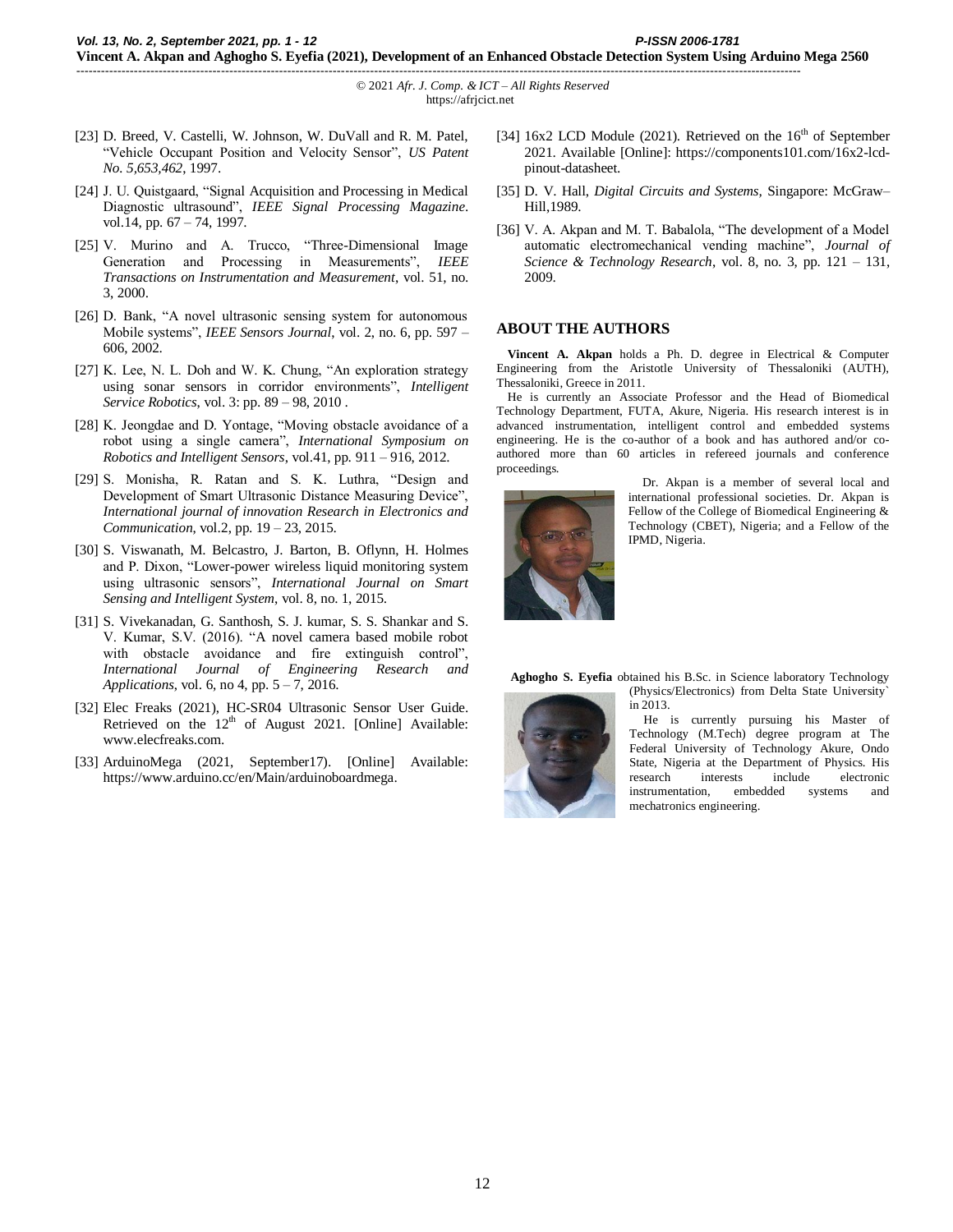[23] D. Breed, V. Castelli, W. Johnson, W. DuVall and R. M. Patel, "Vehicle Occupant Position and Velocity Sensor", *US Patent No. 5,653,462*, 1997.

[24] J. U. Quistgaard, "Signal Acquisition and Processing in Medical Diagnostic ultrasound", *IEEE Signal Processing Magazine*. vol.14, pp. 67 – 74, 1997.

[25] V. Murino and A. Trucco, "Three-Dimensional Image Generation and Processing in Measurements", *IEEE Transactions on Instrumentation and Measurement*, vol. 51, no. 3, 2000.

[26] D. Bank, "A novel ultrasonic sensing system for autonomous Mobile systems", *IEEE Sensors Journal*, vol. 2, no. 6, pp. 597 – 606, 2002.

[27] K. Lee, N. L. Doh and W. K. Chung, "An exploration strategy using sonar sensors in corridor environments", *Intelligent Service Robotics*, vol. 3: pp. 89 – 98, 2010 .

[28] K. Jeongdae and D. Yontage, "Moving obstacle avoidance of a robot using a single camera", *International Symposium on Robotics and Intelligent Sensors*, vol.41, pp. 911 – 916, 2012.

[29] S. Monisha, R. Ratan and S. K. Luthra, "Design and Development of Smart Ultrasonic Distance Measuring Device", *International journal of innovation Research in Electronics and Communication*, vol.2, pp. 19 – 23, 2015.

[30] S. Viswanath, M. Belcastro, J. Barton, B. Oflynn, H. Holmes and P. Dixon, "Lower-power wireless liquid monitoring system using ultrasonic sensors", *International Journal on Smart Sensing and Intelligent System*, vol. 8, no. 1, 2015.

[31] S. Vivekanadan, G. Santhosh, S. J. kumar, S. S. Shankar and S. V. Kumar, S.V. (2016). "A novel camera based mobile robot with obstacle avoidance and fire extinguish control", *International Journal of Engineering Research and Applications*, vol. 6, no 4, pp. 5 – 7, 2016.

[32] Elec Freaks (2021), HC-SR04 Ultrasonic Sensor User Guide. Retrieved on the 12th of August 2021. [Online] Available: www.elecfreaks.com.

[33] ArduinoMega (2021, September17). [Online] Available: https://www.arduino.cc/en/Main/arduinoboardmega.

[34] 16x2 LCD Module (2021). Retrieved on the 16th of September 2021. Available [Online]: https://components101.com/16x2-lcd-pinout-datasheet.

[35] D. V. Hall, *Digital Circuits and Systems*, Singapore: McGraw–Hill,1989.

[36] V. A. Akpan and M. T. Babalola, "The development of a Model automatic electromechanical vending machine", *Journal of Science & Technology Research*, vol. 8, no. 3, pp. 121 – 131, 2009.

## ABOUT THE AUTHORS

**Vincent A. Akpan** holds a Ph. D. degree in Electrical & Computer Engineering from the Aristotle University of Thessaloniki (AUTH), Thessaloniki, Greece in 2011.

He is currently an Associate Professor and the Head of Biomedical Technology Department, FUTA, Akure, Nigeria. His research interest is in advanced instrumentation, intelligent control and embedded systems engineering. He is the co-author of a book and has authored and/or co-authored more than 60 articles in refereed journals and conference proceedings.

Dr. Akpan is a member of several local and international professional societies. Dr. Akpan is Fellow of the College of Biomedical Engineering & Technology (CBET), Nigeria; and a Fellow of the IPMD, Nigeria.

**Aghogho S. Eyefia** obtained his B.Sc. in Science laboratory Technology (Physics/Electronics) from Delta State University` in 2013.

He is currently pursuing his Master of Technology (M.Tech) degree program at The Federal University of Technology Akure, Ondo State, Nigeria at the Department of Physics. His research interests include electronic instrumentation, embedded systems and mechatronics engineering.